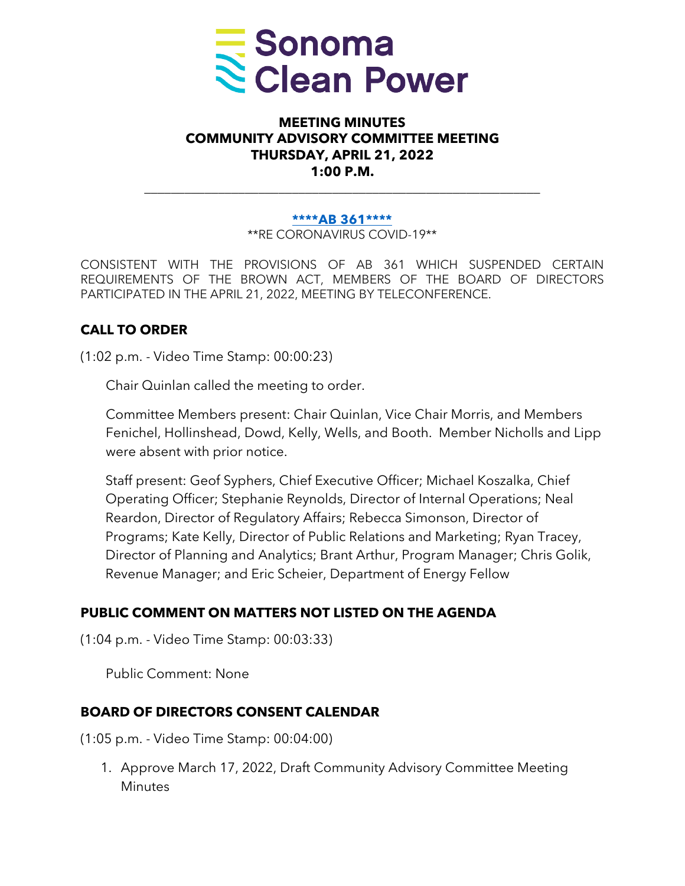Sonoma Clean Power

**MEETING MINUTES**
**COMMUNITY ADVISORY COMMITTEE MEETING**
**THURSDAY, APRIL 21, 2022**
**1:00 P.M.**

---

**\*\*\*\*AB 361\*\*\*\***

\*\*RE CORONAVIRUS COVID-19\*\*

CONSISTENT WITH THE PROVISIONS OF AB 361 WHICH SUSPENDED CERTAIN REQUIREMENTS OF THE BROWN ACT, MEMBERS OF THE BOARD OF DIRECTORS PARTICIPATED IN THE APRIL 21, 2022, MEETING BY TELECONFERENCE.

## CALL TO ORDER

(1:02 p.m. - Video Time Stamp: 00:00:23)

Chair Quinlan called the meeting to order.

Committee Members present: Chair Quinlan, Vice Chair Morris, and Members Fenichel, Hollinshead, Dowd, Kelly, Wells, and Booth. Member Nicholls and Lipp were absent with prior notice.

Staff present: Geof Syphers, Chief Executive Officer; Michael Koszalka, Chief Operating Officer; Stephanie Reynolds, Director of Internal Operations; Neal Reardon, Director of Regulatory Affairs; Rebecca Simonson, Director of Programs; Kate Kelly, Director of Public Relations and Marketing; Ryan Tracey, Director of Planning and Analytics; Brant Arthur, Program Manager; Chris Golik, Revenue Manager; and Eric Scheier, Department of Energy Fellow

## PUBLIC COMMENT ON MATTERS NOT LISTED ON THE AGENDA

(1:04 p.m. - Video Time Stamp: 00:03:33)

Public Comment: None

## BOARD OF DIRECTORS CONSENT CALENDAR

(1:05 p.m. - Video Time Stamp: 00:04:00)

1. Approve March 17, 2022, Draft Community Advisory Committee Meeting Minutes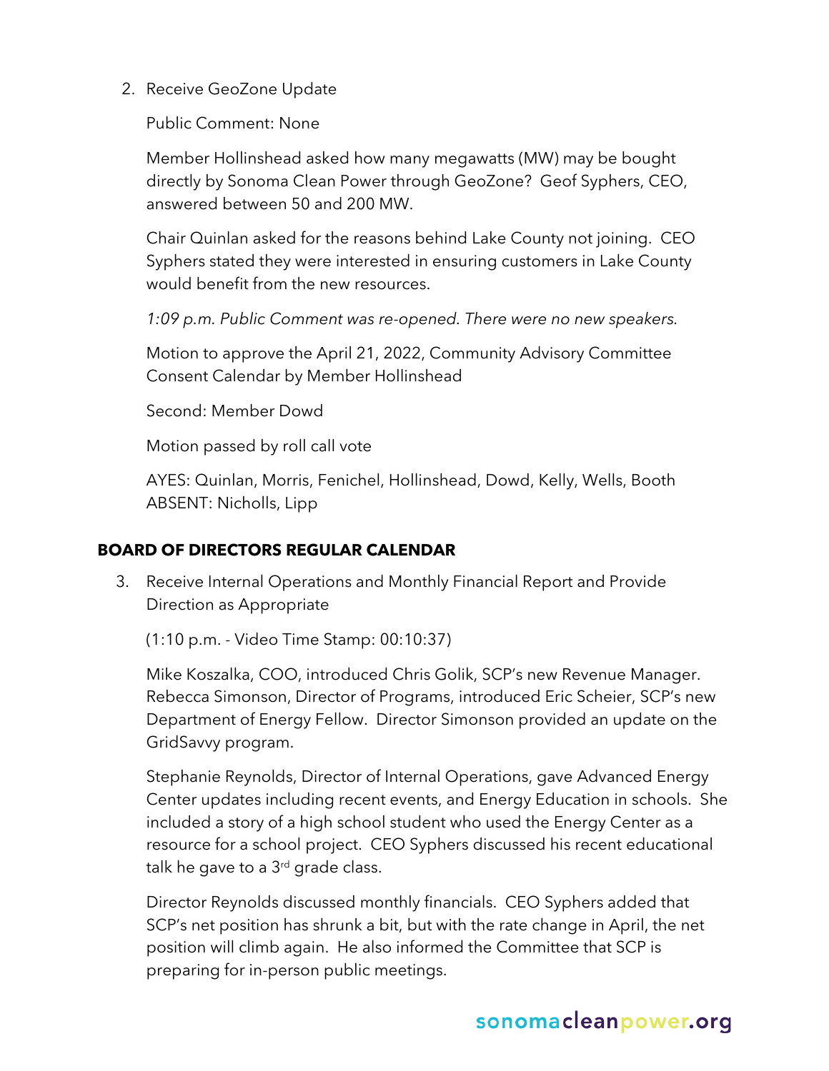2. Receive GeoZone Update

   Public Comment: None

   Member Hollinshead asked how many megawatts (MW) may be bought directly by Sonoma Clean Power through GeoZone? Geof Syphers, CEO, answered between 50 and 200 MW.

   Chair Quinlan asked for the reasons behind Lake County not joining. CEO Syphers stated they were interested in ensuring customers in Lake County would benefit from the new resources.

   *1:09 p.m. Public Comment was re-opened. There were no new speakers.*

   Motion to approve the April 21, 2022, Community Advisory Committee Consent Calendar by Member Hollinshead

   Second: Member Dowd

   Motion passed by roll call vote

   AYES: Quinlan, Morris, Fenichel, Hollinshead, Dowd, Kelly, Wells, Booth
   ABSENT: Nicholls, Lipp

## BOARD OF DIRECTORS REGULAR CALENDAR

3. Receive Internal Operations and Monthly Financial Report and Provide Direction as Appropriate

   (1:10 p.m. - Video Time Stamp: 00:10:37)

   Mike Koszalka, COO, introduced Chris Golik, SCP's new Revenue Manager. Rebecca Simonson, Director of Programs, introduced Eric Scheier, SCP's new Department of Energy Fellow. Director Simonson provided an update on the GridSavvy program.

   Stephanie Reynolds, Director of Internal Operations, gave Advanced Energy Center updates including recent events, and Energy Education in schools. She included a story of a high school student who used the Energy Center as a resource for a school project. CEO Syphers discussed his recent educational talk he gave to a 3rd grade class.

   Director Reynolds discussed monthly financials. CEO Syphers added that SCP's net position has shrunk a bit, but with the rate change in April, the net position will climb again. He also informed the Committee that SCP is preparing for in-person public meetings.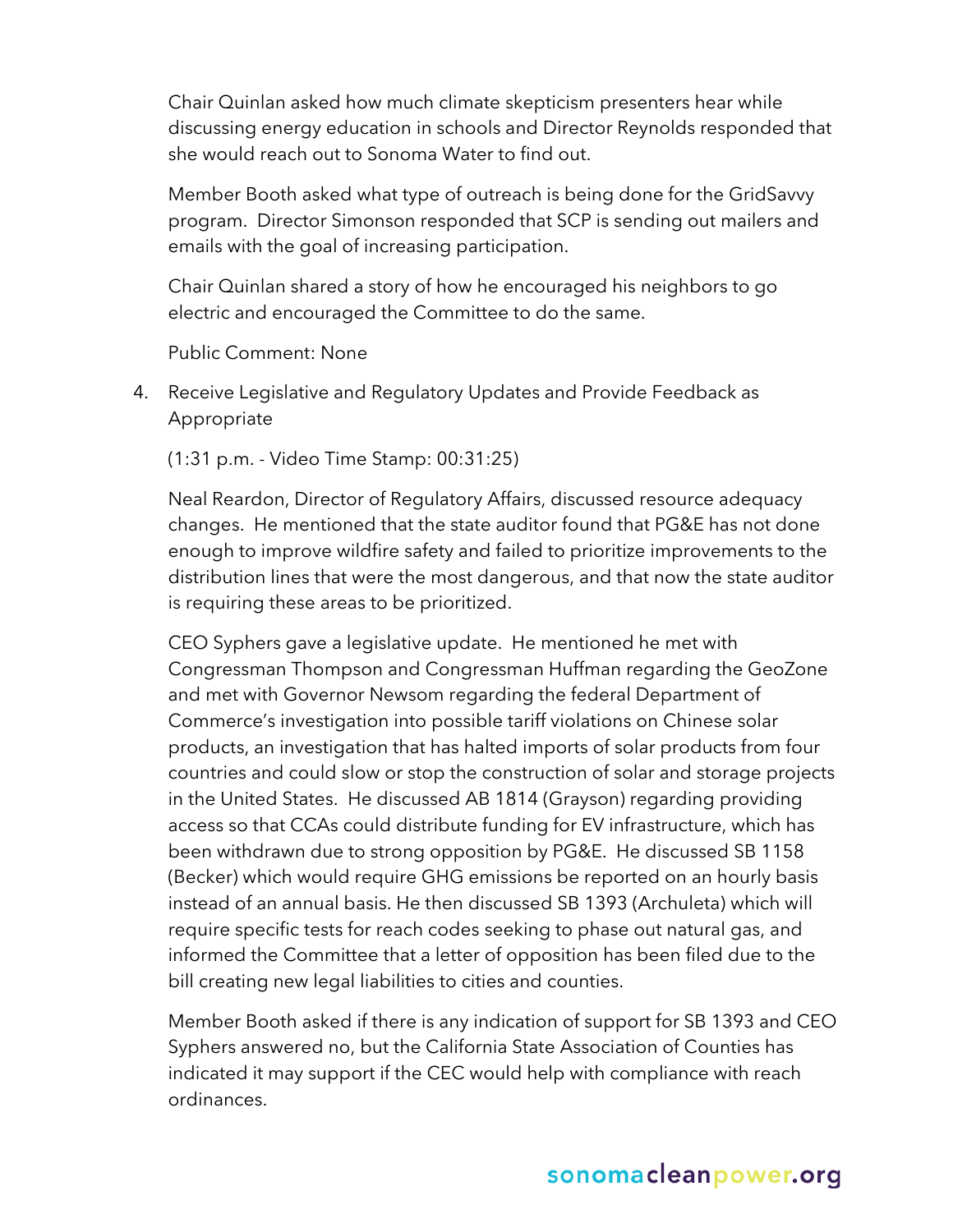Chair Quinlan asked how much climate skepticism presenters hear while discussing energy education in schools and Director Reynolds responded that she would reach out to Sonoma Water to find out.

Member Booth asked what type of outreach is being done for the GridSavvy program. Director Simonson responded that SCP is sending out mailers and emails with the goal of increasing participation.

Chair Quinlan shared a story of how he encouraged his neighbors to go electric and encouraged the Committee to do the same.

Public Comment: None

4. Receive Legislative and Regulatory Updates and Provide Feedback as Appropriate

   (1:31 p.m. - Video Time Stamp: 00:31:25)

   Neal Reardon, Director of Regulatory Affairs, discussed resource adequacy changes. He mentioned that the state auditor found that PG&E has not done enough to improve wildfire safety and failed to prioritize improvements to the distribution lines that were the most dangerous, and that now the state auditor is requiring these areas to be prioritized.

   CEO Syphers gave a legislative update. He mentioned he met with Congressman Thompson and Congressman Huffman regarding the GeoZone and met with Governor Newsom regarding the federal Department of Commerce's investigation into possible tariff violations on Chinese solar products, an investigation that has halted imports of solar products from four countries and could slow or stop the construction of solar and storage projects in the United States. He discussed AB 1814 (Grayson) regarding providing access so that CCAs could distribute funding for EV infrastructure, which has been withdrawn due to strong opposition by PG&E. He discussed SB 1158 (Becker) which would require GHG emissions be reported on an hourly basis instead of an annual basis. He then discussed SB 1393 (Archuleta) which will require specific tests for reach codes seeking to phase out natural gas, and informed the Committee that a letter of opposition has been filed due to the bill creating new legal liabilities to cities and counties.

   Member Booth asked if there is any indication of support for SB 1393 and CEO Syphers answered no, but the California State Association of Counties has indicated it may support if the CEC would help with compliance with reach ordinances.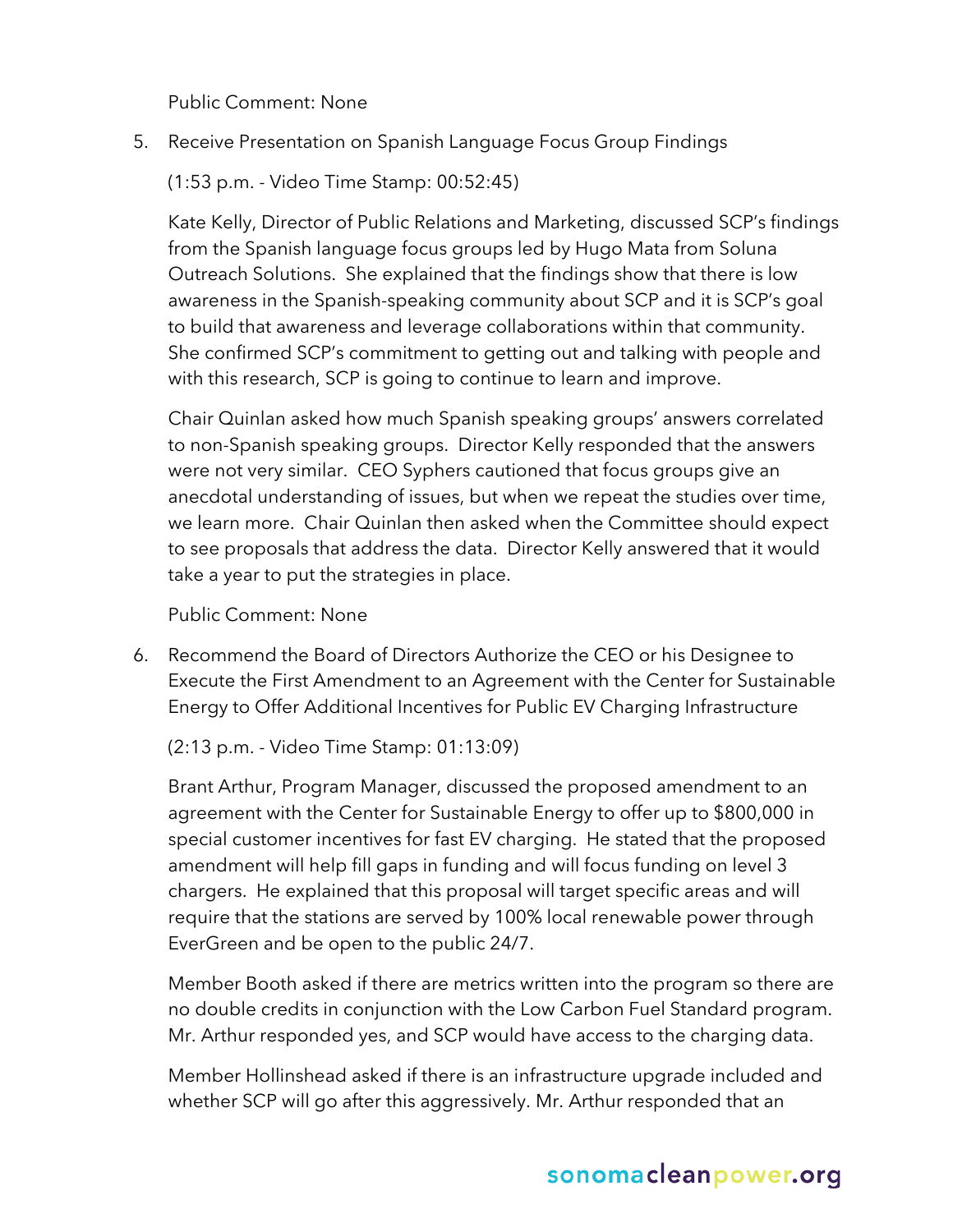Public Comment: None

5. Receive Presentation on Spanish Language Focus Group Findings

   (1:53 p.m. - Video Time Stamp: 00:52:45)

   Kate Kelly, Director of Public Relations and Marketing, discussed SCP's findings from the Spanish language focus groups led by Hugo Mata from Soluna Outreach Solutions. She explained that the findings show that there is low awareness in the Spanish-speaking community about SCP and it is SCP's goal to build that awareness and leverage collaborations within that community. She confirmed SCP's commitment to getting out and talking with people and with this research, SCP is going to continue to learn and improve.

   Chair Quinlan asked how much Spanish speaking groups' answers correlated to non-Spanish speaking groups. Director Kelly responded that the answers were not very similar. CEO Syphers cautioned that focus groups give an anecdotal understanding of issues, but when we repeat the studies over time, we learn more. Chair Quinlan then asked when the Committee should expect to see proposals that address the data. Director Kelly answered that it would take a year to put the strategies in place.

   Public Comment: None

6. Recommend the Board of Directors Authorize the CEO or his Designee to Execute the First Amendment to an Agreement with the Center for Sustainable Energy to Offer Additional Incentives for Public EV Charging Infrastructure

   (2:13 p.m. - Video Time Stamp: 01:13:09)

   Brant Arthur, Program Manager, discussed the proposed amendment to an agreement with the Center for Sustainable Energy to offer up to $800,000 in special customer incentives for fast EV charging. He stated that the proposed amendment will help fill gaps in funding and will focus funding on level 3 chargers. He explained that this proposal will target specific areas and will require that the stations are served by 100% local renewable power through EverGreen and be open to the public 24/7.

   Member Booth asked if there are metrics written into the program so there are no double credits in conjunction with the Low Carbon Fuel Standard program. Mr. Arthur responded yes, and SCP would have access to the charging data.

   Member Hollinshead asked if there is an infrastructure upgrade included and whether SCP will go after this aggressively. Mr. Arthur responded that an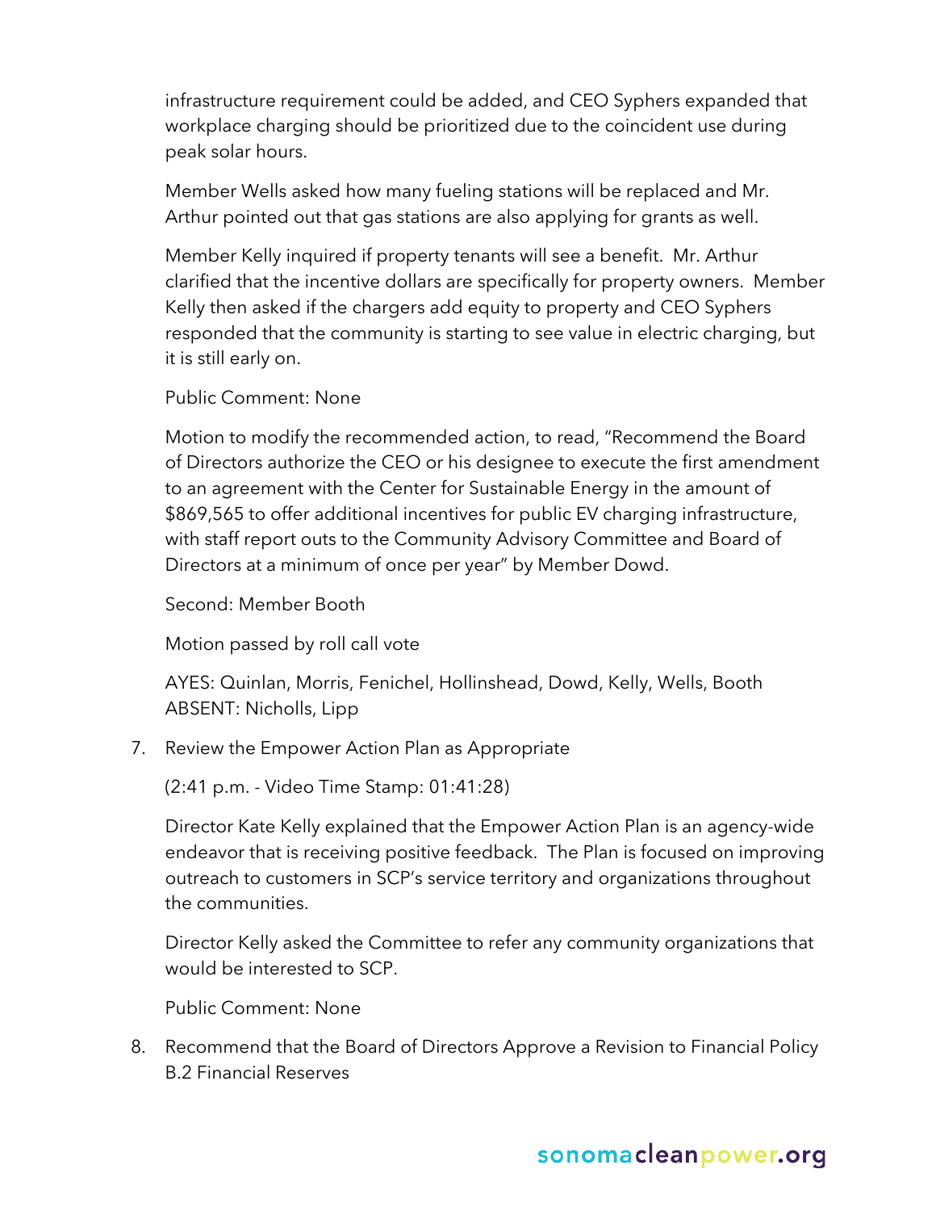infrastructure requirement could be added, and CEO Syphers expanded that workplace charging should be prioritized due to the coincident use during peak solar hours.

Member Wells asked how many fueling stations will be replaced and Mr. Arthur pointed out that gas stations are also applying for grants as well.

Member Kelly inquired if property tenants will see a benefit. Mr. Arthur clarified that the incentive dollars are specifically for property owners. Member Kelly then asked if the chargers add equity to property and CEO Syphers responded that the community is starting to see value in electric charging, but it is still early on.

Public Comment: None

Motion to modify the recommended action, to read, "Recommend the Board of Directors authorize the CEO or his designee to execute the first amendment to an agreement with the Center for Sustainable Energy in the amount of $869,565 to offer additional incentives for public EV charging infrastructure, with staff report outs to the Community Advisory Committee and Board of Directors at a minimum of once per year" by Member Dowd.

Second: Member Booth

Motion passed by roll call vote

AYES: Quinlan, Morris, Fenichel, Hollinshead, Dowd, Kelly, Wells, Booth
ABSENT: Nicholls, Lipp

7. Review the Empower Action Plan as Appropriate

   (2:41 p.m. - Video Time Stamp: 01:41:28)

   Director Kate Kelly explained that the Empower Action Plan is an agency-wide endeavor that is receiving positive feedback. The Plan is focused on improving outreach to customers in SCP's service territory and organizations throughout the communities.

   Director Kelly asked the Committee to refer any community organizations that would be interested to SCP.

   Public Comment: None

8. Recommend that the Board of Directors Approve a Revision to Financial Policy B.2 Financial Reserves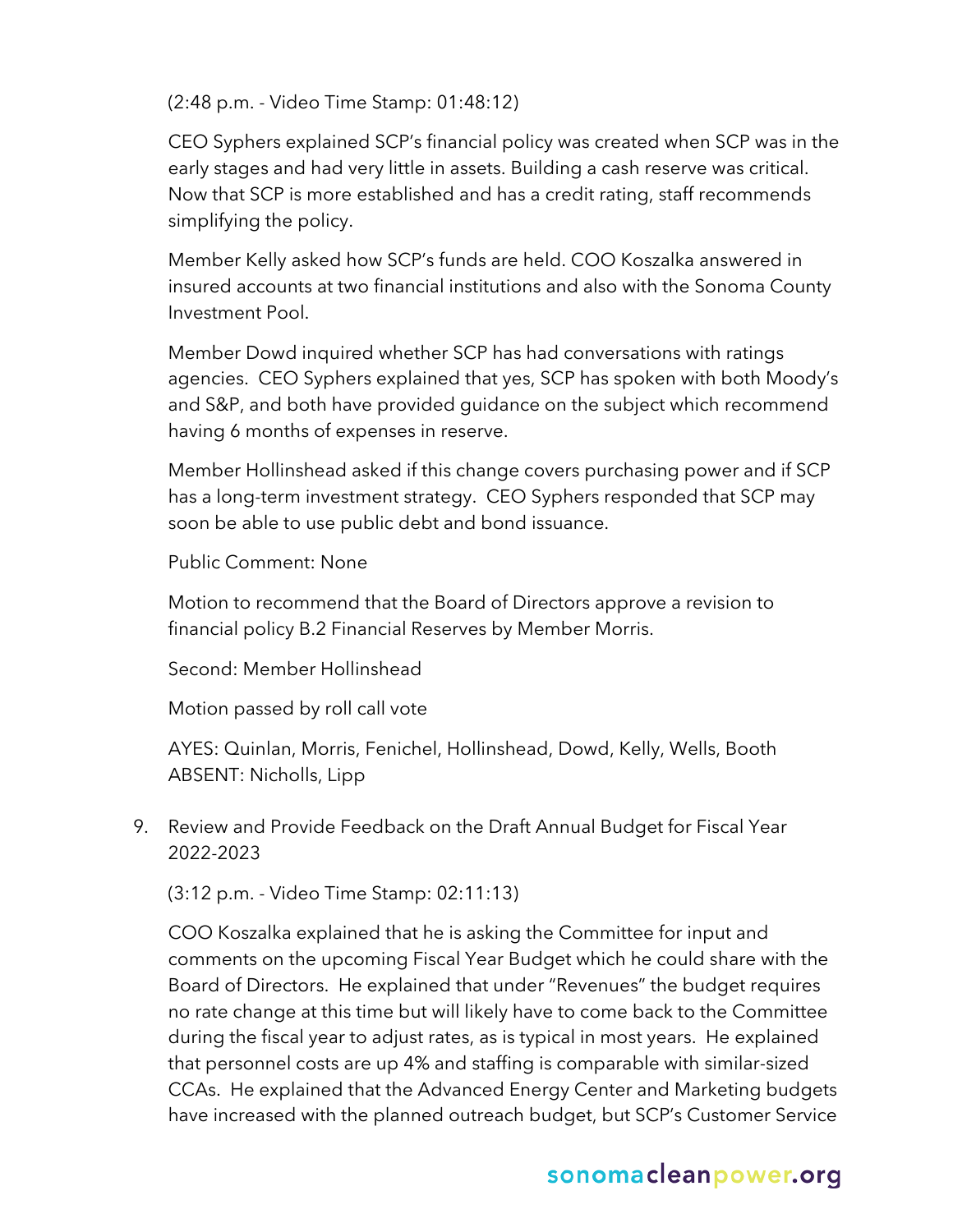(2:48 p.m. - Video Time Stamp: 01:48:12)

CEO Syphers explained SCP's financial policy was created when SCP was in the early stages and had very little in assets. Building a cash reserve was critical. Now that SCP is more established and has a credit rating, staff recommends simplifying the policy.

Member Kelly asked how SCP's funds are held. COO Koszalka answered in insured accounts at two financial institutions and also with the Sonoma County Investment Pool.

Member Dowd inquired whether SCP has had conversations with ratings agencies. CEO Syphers explained that yes, SCP has spoken with both Moody's and S&P, and both have provided guidance on the subject which recommend having 6 months of expenses in reserve.

Member Hollinshead asked if this change covers purchasing power and if SCP has a long-term investment strategy. CEO Syphers responded that SCP may soon be able to use public debt and bond issuance.

Public Comment: None

Motion to recommend that the Board of Directors approve a revision to financial policy B.2 Financial Reserves by Member Morris.

Second: Member Hollinshead

Motion passed by roll call vote

AYES: Quinlan, Morris, Fenichel, Hollinshead, Dowd, Kelly, Wells, Booth
ABSENT: Nicholls, Lipp

9. Review and Provide Feedback on the Draft Annual Budget for Fiscal Year 2022-2023

   (3:12 p.m. - Video Time Stamp: 02:11:13)

   COO Koszalka explained that he is asking the Committee for input and comments on the upcoming Fiscal Year Budget which he could share with the Board of Directors. He explained that under "Revenues" the budget requires no rate change at this time but will likely have to come back to the Committee during the fiscal year to adjust rates, as is typical in most years. He explained that personnel costs are up 4% and staffing is comparable with similar-sized CCAs. He explained that the Advanced Energy Center and Marketing budgets have increased with the planned outreach budget, but SCP's Customer Service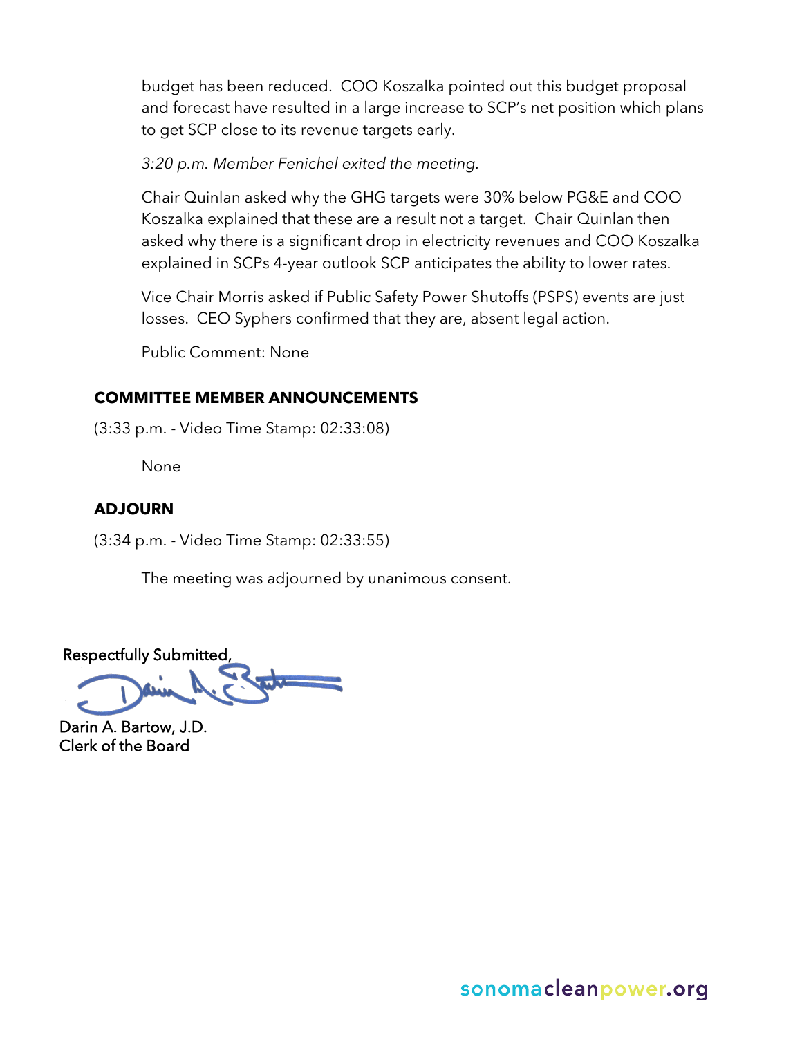budget has been reduced. COO Koszalka pointed out this budget proposal and forecast have resulted in a large increase to SCP's net position which plans to get SCP close to its revenue targets early.

*3:20 p.m. Member Fenichel exited the meeting.*

Chair Quinlan asked why the GHG targets were 30% below PG&E and COO Koszalka explained that these are a result not a target. Chair Quinlan then asked why there is a significant drop in electricity revenues and COO Koszalka explained in SCPs 4-year outlook SCP anticipates the ability to lower rates.

Vice Chair Morris asked if Public Safety Power Shutoffs (PSPS) events are just losses. CEO Syphers confirmed that they are, absent legal action.

Public Comment: None

## COMMITTEE MEMBER ANNOUNCEMENTS

(3:33 p.m. - Video Time Stamp: 02:33:08)

None

## ADJOURN

(3:34 p.m. - Video Time Stamp: 02:33:55)

The meeting was adjourned by unanimous consent.

Respectfully Submitted,

Darin A. Bartow, J.D.
Clerk of the Board